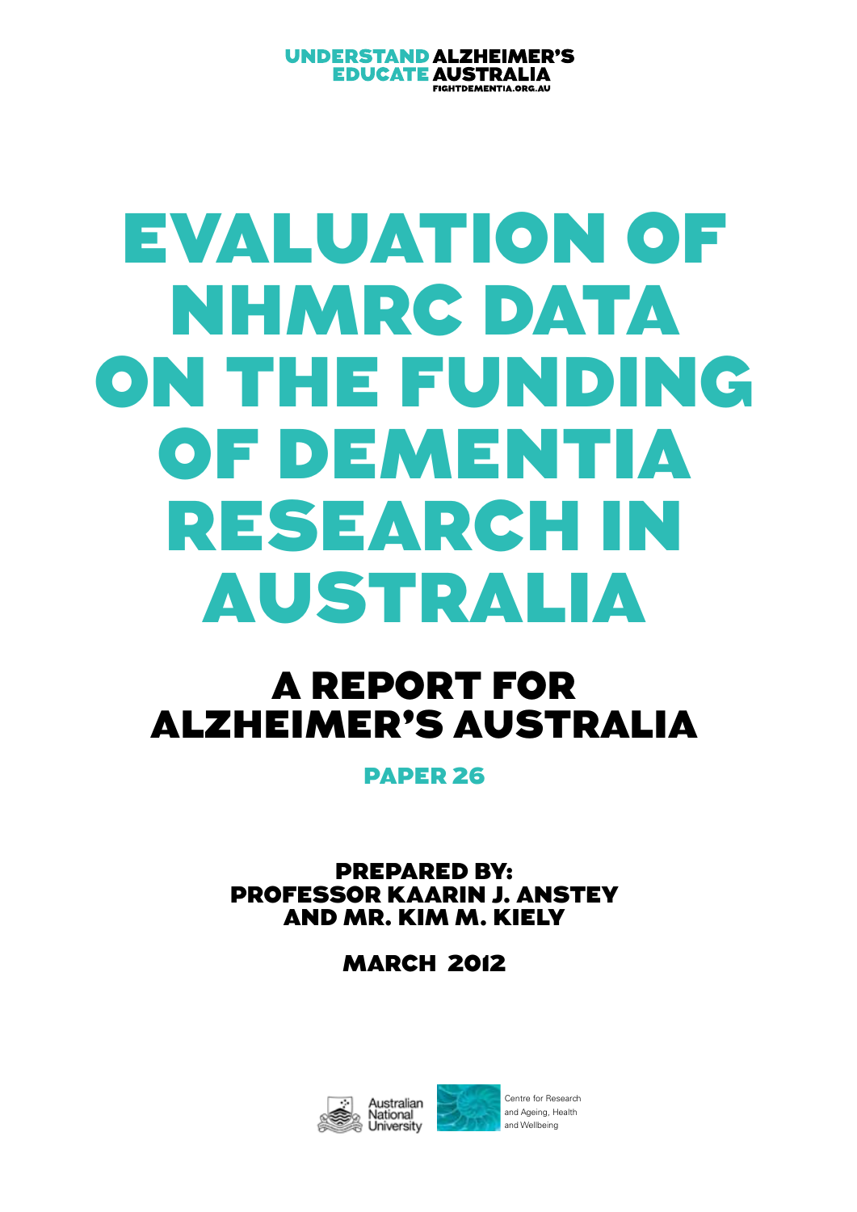UNDERSTAND ALZHEIMER'S
EDUCATE AUSTRALIA
FIGHTDEMENTIA.ORG.AU

# EVALUATION OF NHMRC DATA ON THE FUNDING OF DEMENTIA RESEARCH IN AUSTRALIA

## A REPORT FOR ALZHEIMER'S AUSTRALIA

### PAPER 26

PREPARED BY:
PROFESSOR KAARIN J. ANSTEY
AND MR. KIM M. KIELY

MARCH 2012

Australian National University

Centre for Research and Ageing, Health and Wellbeing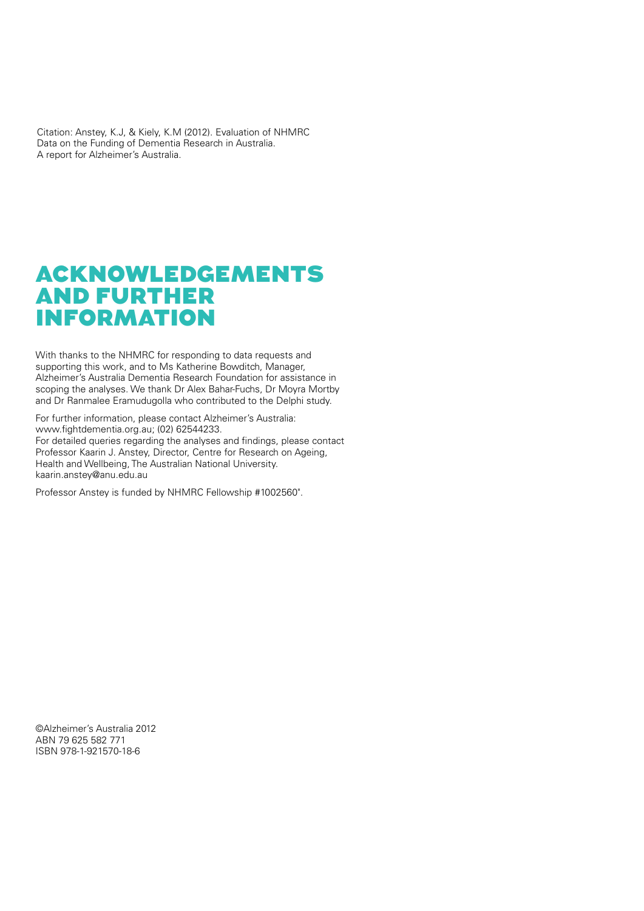Citation: Anstey, K.J, & Kiely, K.M (2012). Evaluation of NHMRC Data on the Funding of Dementia Research in Australia. A report for Alzheimer's Australia.

# ACKNOWLEDGEMENTS AND FURTHER INFORMATION

With thanks to the NHMRC for responding to data requests and supporting this work, and to Ms Katherine Bowditch, Manager, Alzheimer's Australia Dementia Research Foundation for assistance in scoping the analyses. We thank Dr Alex Bahar-Fuchs, Dr Moyra Mortby and Dr Ranmalee Eramudugolla who contributed to the Delphi study.

For further information, please contact Alzheimer's Australia: www.fightdementia.org.au; (02) 62544233.
For detailed queries regarding the analyses and findings, please contact Professor Kaarin J. Anstey, Director, Centre for Research on Ageing, Health and Wellbeing, The Australian National University. kaarin.anstey@anu.edu.au

Professor Anstey is funded by NHMRC Fellowship #1002560".

©Alzheimer's Australia 2012
ABN 79 625 582 771
ISBN 978-1-921570-18-6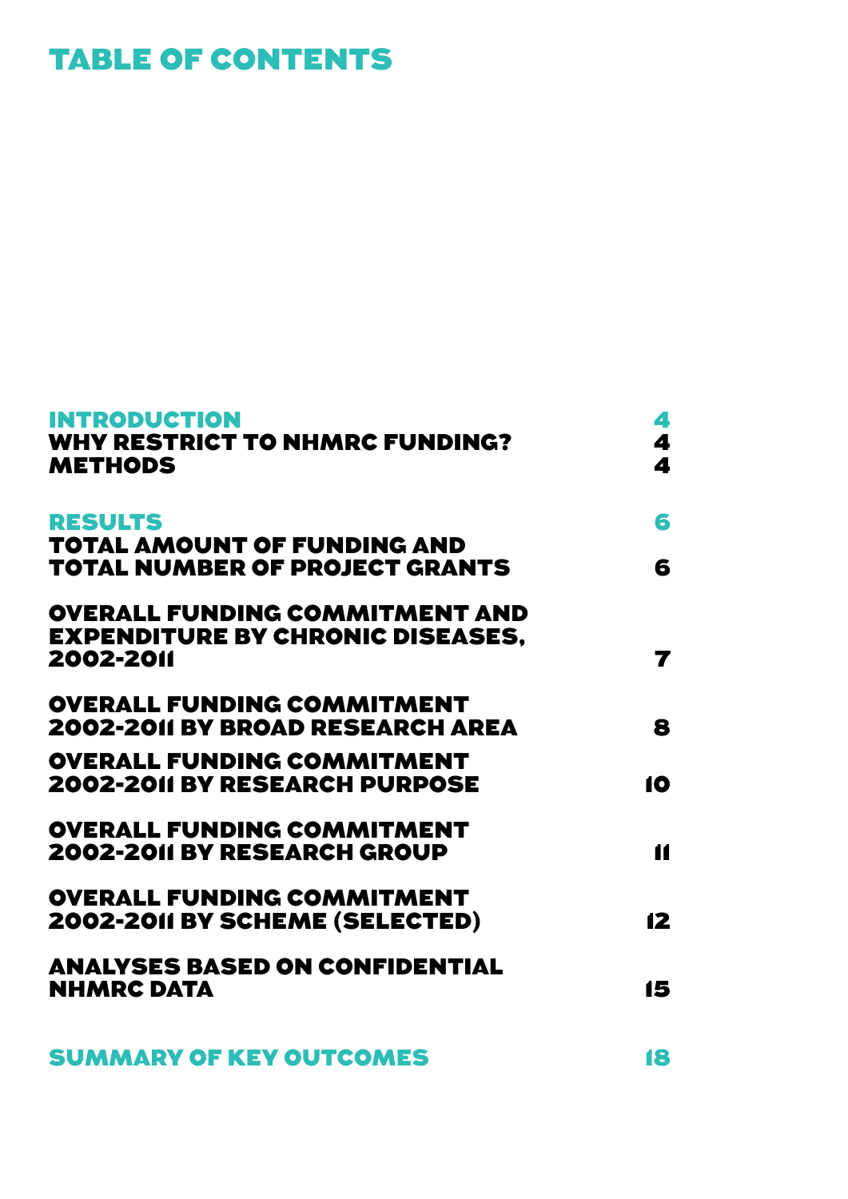# TABLE OF CONTENTS

| | |
|---|---|
| **INTRODUCTION** | 4 |
| **WHY RESTRICT TO NHMRC FUNDING?** | 4 |
| **METHODS** | 4 |
| **RESULTS** | 6 |
| **TOTAL AMOUNT OF FUNDING AND TOTAL NUMBER OF PROJECT GRANTS** | 6 |
| **OVERALL FUNDING COMMITMENT AND EXPENDITURE BY CHRONIC DISEASES, 2002-2011** | 7 |
| **OVERALL FUNDING COMMITMENT 2002-2011 BY BROAD RESEARCH AREA** | 8 |
| **OVERALL FUNDING COMMITMENT 2002-2011 BY RESEARCH PURPOSE** | 10 |
| **OVERALL FUNDING COMMITMENT 2002-2011 BY RESEARCH GROUP** | 11 |
| **OVERALL FUNDING COMMITMENT 2002-2011 BY SCHEME (SELECTED)** | 12 |
| **ANALYSES BASED ON CONFIDENTIAL NHMRC DATA** | 15 |
| **SUMMARY OF KEY OUTCOMES** | 18 |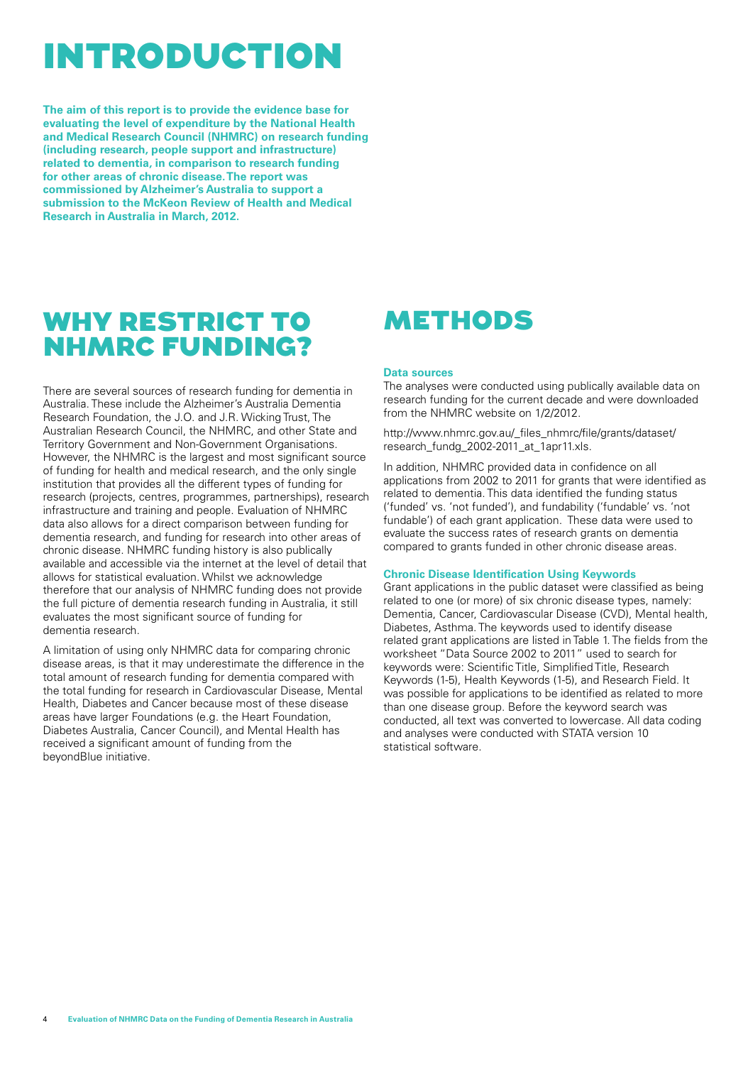# INTRODUCTION

**The aim of this report is to provide the evidence base for evaluating the level of expenditure by the National Health and Medical Research Council (NHMRC) on research funding (including research, people support and infrastructure) related to dementia, in comparison to research funding for other areas of chronic disease. The report was commissioned by Alzheimer's Australia to support a submission to the McKeon Review of Health and Medical Research in Australia in March, 2012.**

## WHY RESTRICT TO NHMRC FUNDING?

There are several sources of research funding for dementia in Australia. These include the Alzheimer's Australia Dementia Research Foundation, the J.O. and J.R. Wicking Trust, The Australian Research Council, the NHMRC, and other State and Territory Government and Non-Government Organisations. However, the NHMRC is the largest and most significant source of funding for health and medical research, and the only single institution that provides all the different types of funding for research (projects, centres, programmes, partnerships), research infrastructure and training and people. Evaluation of NHMRC data also allows for a direct comparison between funding for dementia research, and funding for research into other areas of chronic disease. NHMRC funding history is also publically available and accessible via the internet at the level of detail that allows for statistical evaluation. Whilst we acknowledge therefore that our analysis of NHMRC funding does not provide the full picture of dementia research funding in Australia, it still evaluates the most significant source of funding for dementia research.

A limitation of using only NHMRC data for comparing chronic disease areas, is that it may underestimate the difference in the total amount of research funding for dementia compared with the total funding for research in Cardiovascular Disease, Mental Health, Diabetes and Cancer because most of these disease areas have larger Foundations (e.g. the Heart Foundation, Diabetes Australia, Cancer Council), and Mental Health has received a significant amount of funding from the beyondBlue initiative.

## METHODS

### Data sources

The analyses were conducted using publically available data on research funding for the current decade and were downloaded from the NHMRC website on 1/2/2012.

http://www.nhmrc.gov.au/_files_nhmrc/file/grants/dataset/research_fundg_2002-2011_at_1apr11.xls.

In addition, NHMRC provided data in confidence on all applications from 2002 to 2011 for grants that were identified as related to dementia. This data identified the funding status ('funded' vs. 'not funded'), and fundability ('fundable' vs. 'not fundable') of each grant application. These data were used to evaluate the success rates of research grants on dementia compared to grants funded in other chronic disease areas.

### Chronic Disease Identification Using Keywords

Grant applications in the public dataset were classified as being related to one (or more) of six chronic disease types, namely: Dementia, Cancer, Cardiovascular Disease (CVD), Mental health, Diabetes, Asthma. The keywords used to identify disease related grant applications are listed in Table 1. The fields from the worksheet "Data Source 2002 to 2011" used to search for keywords were: Scientific Title, Simplified Title, Research Keywords (1-5), Health Keywords (1-5), and Research Field. It was possible for applications to be identified as related to more than one disease group. Before the keyword search was conducted, all text was converted to lowercase. All data coding and analyses were conducted with STATA version 10 statistical software.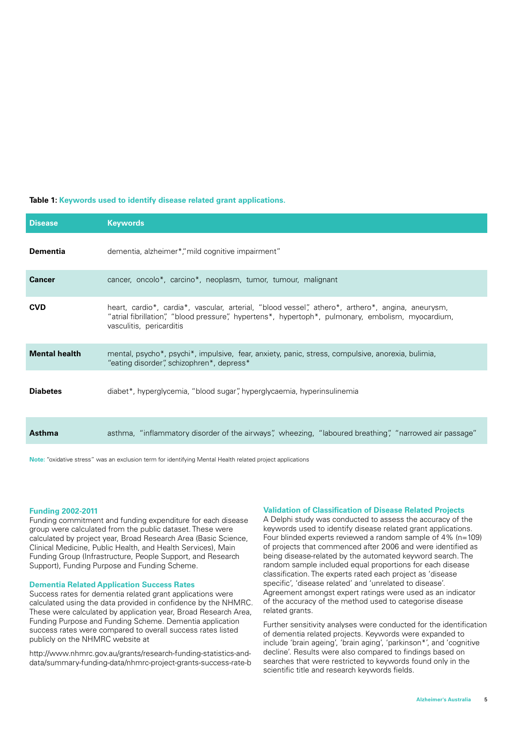**Table 1: Keywords used to identify disease related grant applications.**

| Disease | Keywords |
|---|---|
| **Dementia** | dementia, alzheimer*,"mild cognitive impairment" |
| **Cancer** | cancer, oncolo*, carcino*, neoplasm, tumor, tumour, malignant |
| **CVD** | heart, cardio*, cardia*, vascular, arterial, "blood vessel", athero*, arthero*, angina, aneurysm, "atrial fibrillation", "blood pressure", hypertens*, hypertoph*, pulmonary, embolism, myocardium, vasculitis, pericarditis |
| **Mental health** | mental, psycho*, psychi*, impulsive, fear, anxiety, panic, stress, compulsive, anorexia, bulimia, "eating disorder", schizophren*, depress* |
| **Diabetes** | diabet*, hyperglycemia, "blood sugar", hyperglycaemia, hyperinsulinemia |
| **Asthma** | asthma, "inflammatory disorder of the airways", wheezing, "laboured breathing", "narrowed air passage" |

**Note:** "oxidative stress" was an exclusion term for identifying Mental Health related project applications

### Funding 2002-2011

Funding commitment and funding expenditure for each disease group were calculated from the public dataset. These were calculated by project year, Broad Research Area (Basic Science, Clinical Medicine, Public Health, and Health Services), Main Funding Group (Infrastructure, People Support, and Research Support), Funding Purpose and Funding Scheme.

### Dementia Related Application Success Rates

Success rates for dementia related grant applications were calculated using the data provided in confidence by the NHMRC. These were calculated by application year, Broad Research Area, Funding Purpose and Funding Scheme. Dementia application success rates were compared to overall success rates listed publicly on the NHMRC website at

http://www.nhmrc.gov.au/grants/research-funding-statistics-and-data/summary-funding-data/nhmrc-project-grants-success-rate-b

### Validation of Classification of Disease Related Projects

A Delphi study was conducted to assess the accuracy of the keywords used to identify disease related grant applications. Four blinded experts reviewed a random sample of 4% (n=109) of projects that commenced after 2006 and were identified as being disease-related by the automated keyword search. The random sample included equal proportions for each disease classification. The experts rated each project as 'disease specific', 'disease related' and 'unrelated to disease'. Agreement amongst expert ratings were used as an indicator of the accuracy of the method used to categorise disease related grants.

Further sensitivity analyses were conducted for the identification of dementia related projects. Keywords were expanded to include 'brain ageing', 'brain aging', 'parkinson*', and 'cognitive decline'. Results were also compared to findings based on searches that were restricted to keywords found only in the scientific title and research keywords fields.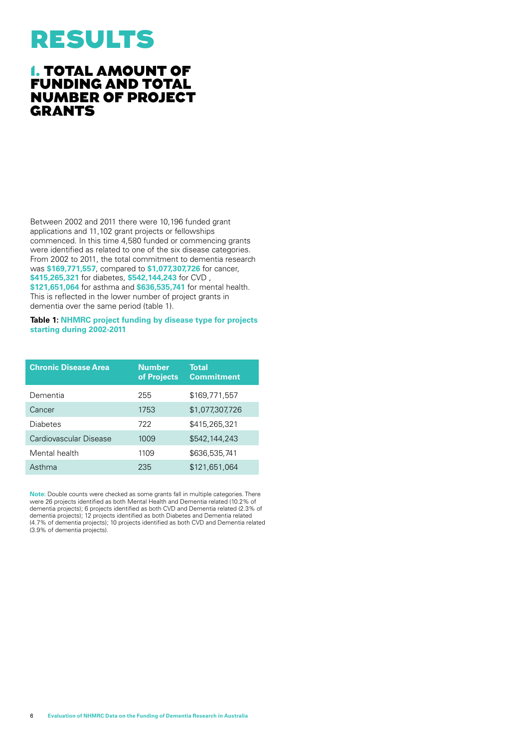# RESULTS

## 1. TOTAL AMOUNT OF FUNDING AND TOTAL NUMBER OF PROJECT GRANTS

Between 2002 and 2011 there were 10,196 funded grant applications and 11,102 grant projects or fellowships commenced. In this time 4,580 funded or commencing grants were identified as related to one of the six disease categories. From 2002 to 2011, the total commitment to dementia research was **$169,771,557**, compared to **$1,077,307,726** for cancer, **$415,265,321** for diabetes, **$542,144,243** for CVD , **$121,651,064** for asthma and **$636,535,741** for mental health. This is reflected in the lower number of project grants in dementia over the same period (table 1).

**Table 1: NHMRC project funding by disease type for projects starting during 2002-2011**

| Chronic Disease Area | Number of Projects | Total Commitment |
|---|---|---|
| Dementia | 255 | $169,771,557 |
| Cancer | 1753 | $1,077,307,726 |
| Diabetes | 722 | $415,265,321 |
| Cardiovascular Disease | 1009 | $542,144,243 |
| Mental health | 1109 | $636,535,741 |
| Asthma | 235 | $121,651,064 |

**Note:** Double counts were checked as some grants fall in multiple categories. There were 26 projects identified as both Mental Health and Dementia related (10.2% of dementia projects); 6 projects identified as both CVD and Dementia related (2.3% of dementia projects); 12 projects identified as both Diabetes and Dementia related (4.7% of dementia projects); 10 projects identified as both CVD and Dementia related (3.9% of dementia projects).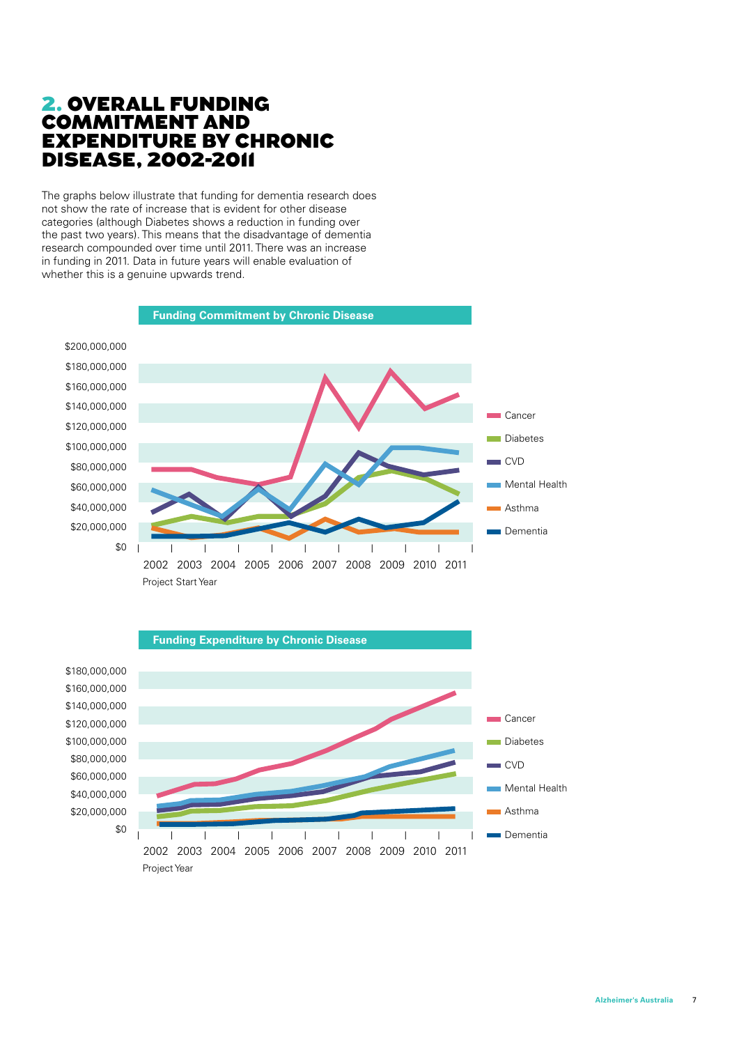## 2. OVERALL FUNDING COMMITMENT AND EXPENDITURE BY CHRONIC DISEASE, 2002-2011

The graphs below illustrate that funding for dementia research does not show the rate of increase that is evident for other disease categories (although Diabetes shows a reduction in funding over the past two years). This means that the disadvantage of dementia research compounded over time until 2011. There was an increase in funding in 2011. Data in future years will enable evaluation of whether this is a genuine upwards trend.

**Funding Commitment by Chronic Disease**

$200,000,000
$180,000,000
$160,000,000
$140,000,000
$120,000,000
$100,000,000
$80,000,000
$60,000,000
$40,000,000
$20,000,000
$0

2002 2003 2004 2005 2006 2007 2008 2009 2010 2011

Project Start Year

Cancer
Diabetes
CVD
Mental Health
Asthma
Dementia

**Funding Expenditure by Chronic Disease**

$180,000,000
$160,000,000
$140,000,000
$120,000,000
$100,000,000
$80,000,000
$60,000,000
$40,000,000
$20,000,000
$0

2002 2003 2004 2005 2006 2007 2008 2009 2010 2011

Project Year

Cancer
Diabetes
CVD
Mental Health
Asthma
Dementia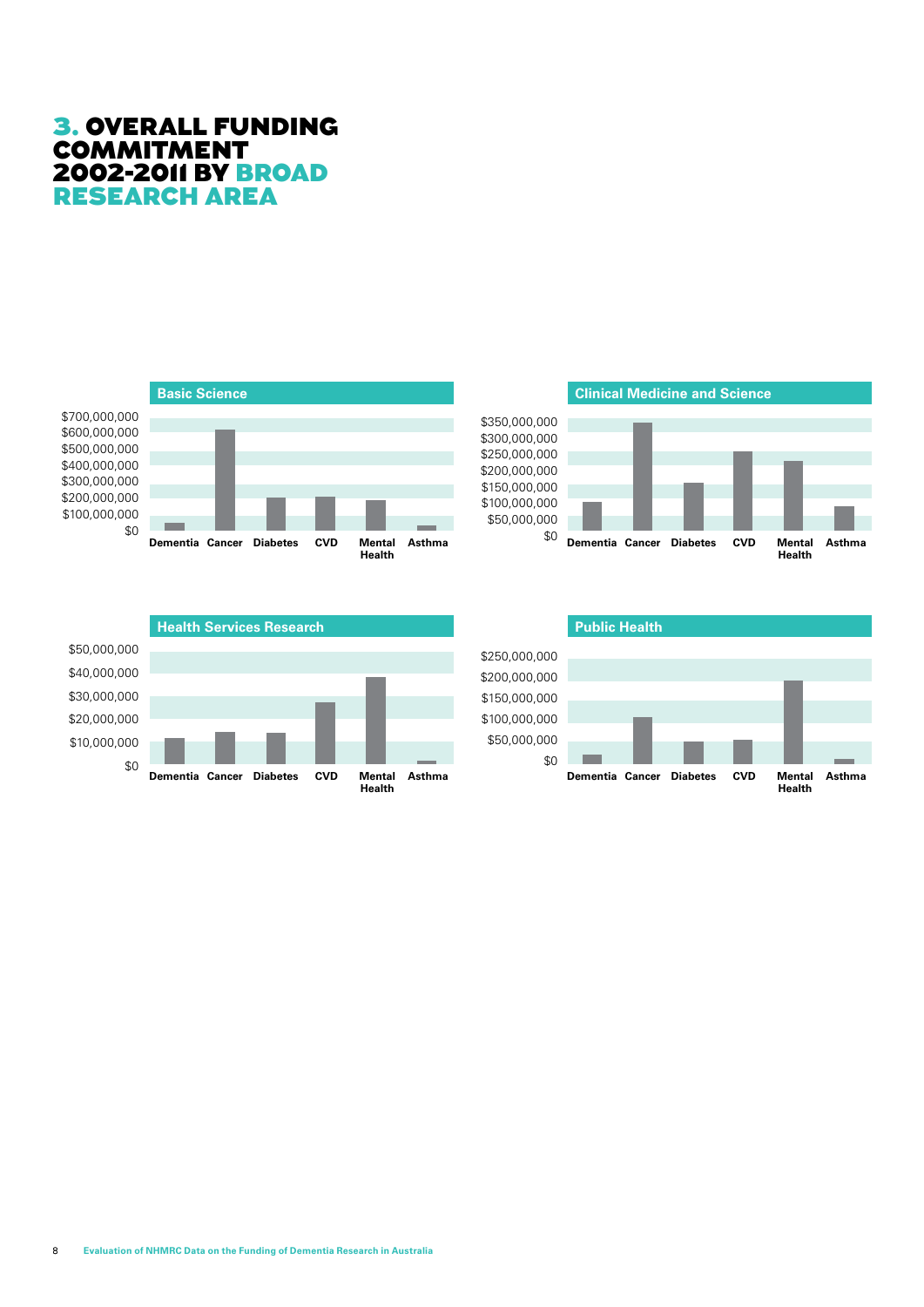# 3. OVERALL FUNDING COMMITMENT 2002-2011 BY BROAD RESEARCH AREA

**Basic Science**

$700,000,000
$600,000,000
$500,000,000
$400,000,000
$300,000,000
$200,000,000
$100,000,000
$0

Dementia Cancer Diabetes CVD Mental Health Asthma

**Clinical Medicine and Science**

$350,000,000
$300,000,000
$250,000,000
$200,000,000
$150,000,000
$100,000,000
$50,000,000
$0

Dementia Cancer Diabetes CVD Mental Health Asthma

**Health Services Research**

$50,000,000
$40,000,000
$30,000,000
$20,000,000
$10,000,000
$0

Dementia Cancer Diabetes CVD Mental Health Asthma

**Public Health**

$250,000,000
$200,000,000
$150,000,000
$100,000,000
$50,000,000
$0

Dementia Cancer Diabetes CVD Mental Health Asthma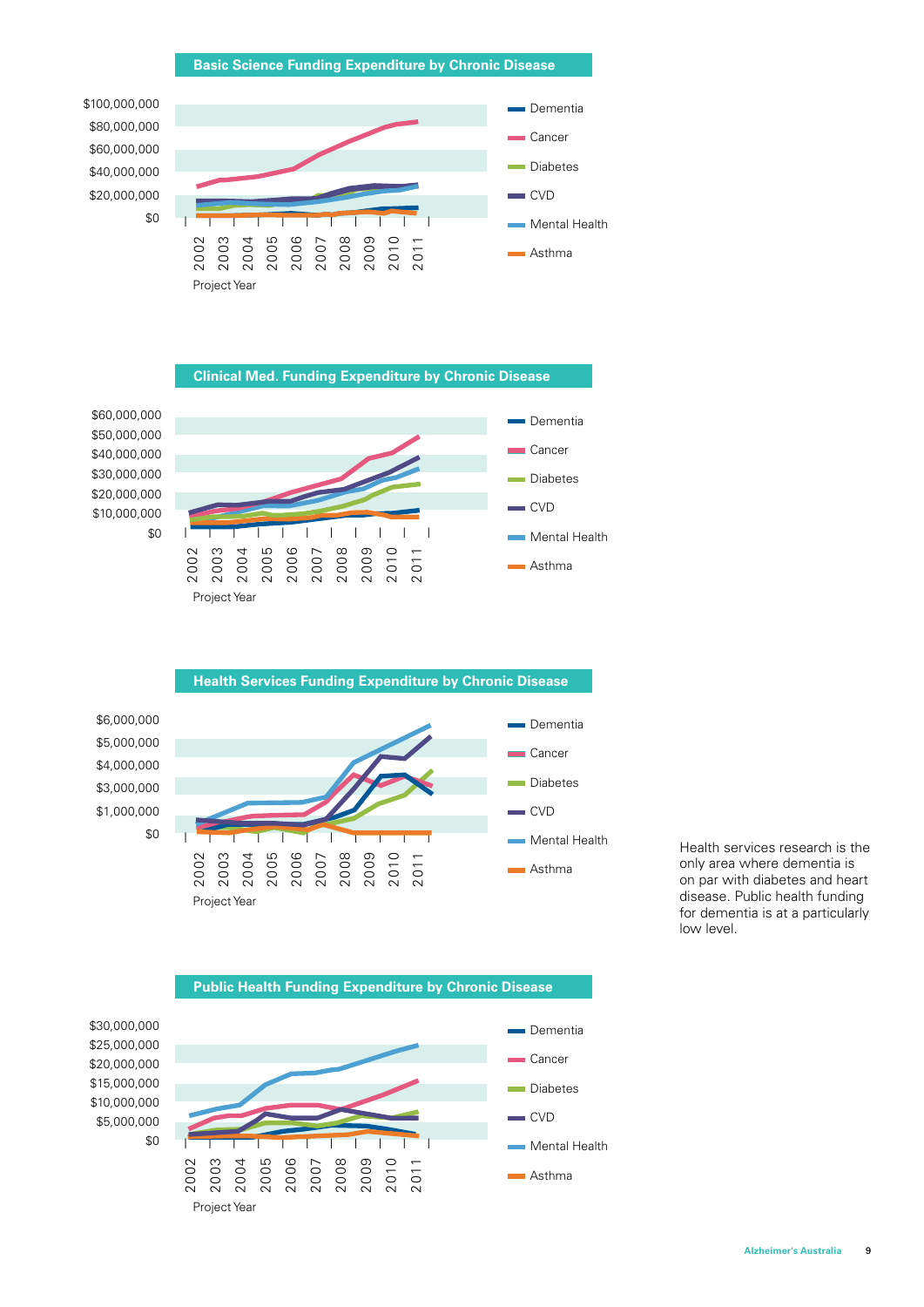**Basic Science Funding Expenditure by Chronic Disease**

$100,000,000
$80,000,000
$60,000,000
$40,000,000
$20,000,000
$0

2002 2003 2004 2005 2006 2007 2008 2009 2010 2011

Project Year

Dementia
Cancer
Diabetes
CVD
Mental Health
Asthma

**Clinical Med. Funding Expenditure by Chronic Disease**

$60,000,000
$50,000,000
$40,000,000
$30,000,000
$20,000,000
$10,000,000
$0

2002 2003 2004 2005 2006 2007 2008 2009 2010 2011

Project Year

Dementia
Cancer
Diabetes
CVD
Mental Health
Asthma

**Health Services Funding Expenditure by Chronic Disease**

$6,000,000
$5,000,000
$4,000,000
$3,000,000
$1,000,000
$0

2002 2003 2004 2005 2006 2007 2008 2009 2010 2011

Project Year

Dementia
Cancer
Diabetes
CVD
Mental Health
Asthma

Health services research is the only area where dementia is on par with diabetes and heart disease. Public health funding for dementia is at a particularly low level.

**Public Health Funding Expenditure by Chronic Disease**

$30,000,000
$25,000,000
$20,000,000
$15,000,000
$10,000,000
$5,000,000
$0

2002 2003 2004 2005 2006 2007 2008 2009 2010 2011

Project Year

Dementia
Cancer
Diabetes
CVD
Mental Health
Asthma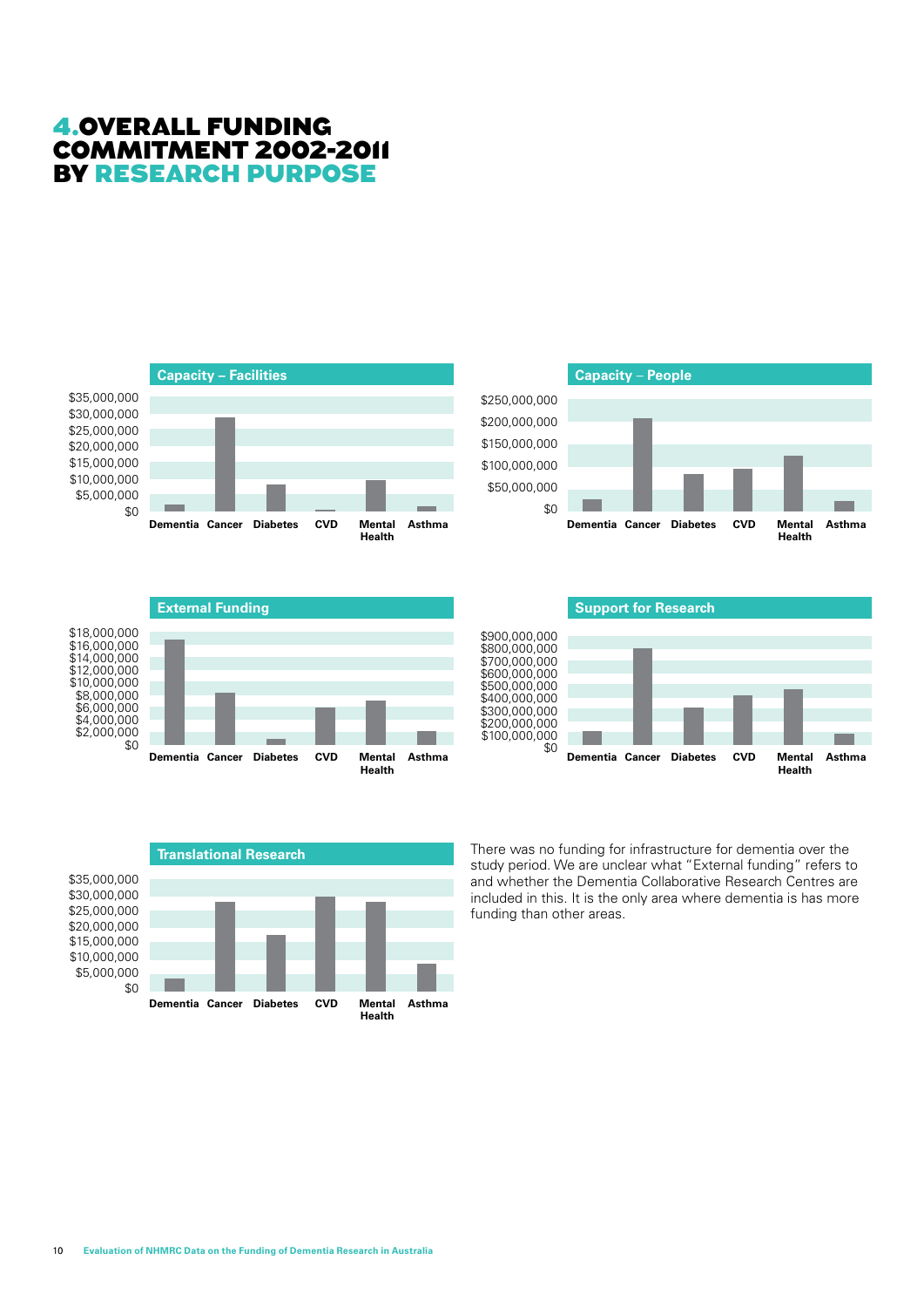# 4. OVERALL FUNDING COMMITMENT 2002-2011 BY RESEARCH PURPOSE

**Capacity – Facilities**

**Capacity – People**

**External Funding**

**Support for Research**

**Translational Research**

There was no funding for infrastructure for dementia over the study period. We are unclear what "External funding" refers to and whether the Dementia Collaborative Research Centres are included in this. It is the only area where dementia is has more funding than other areas.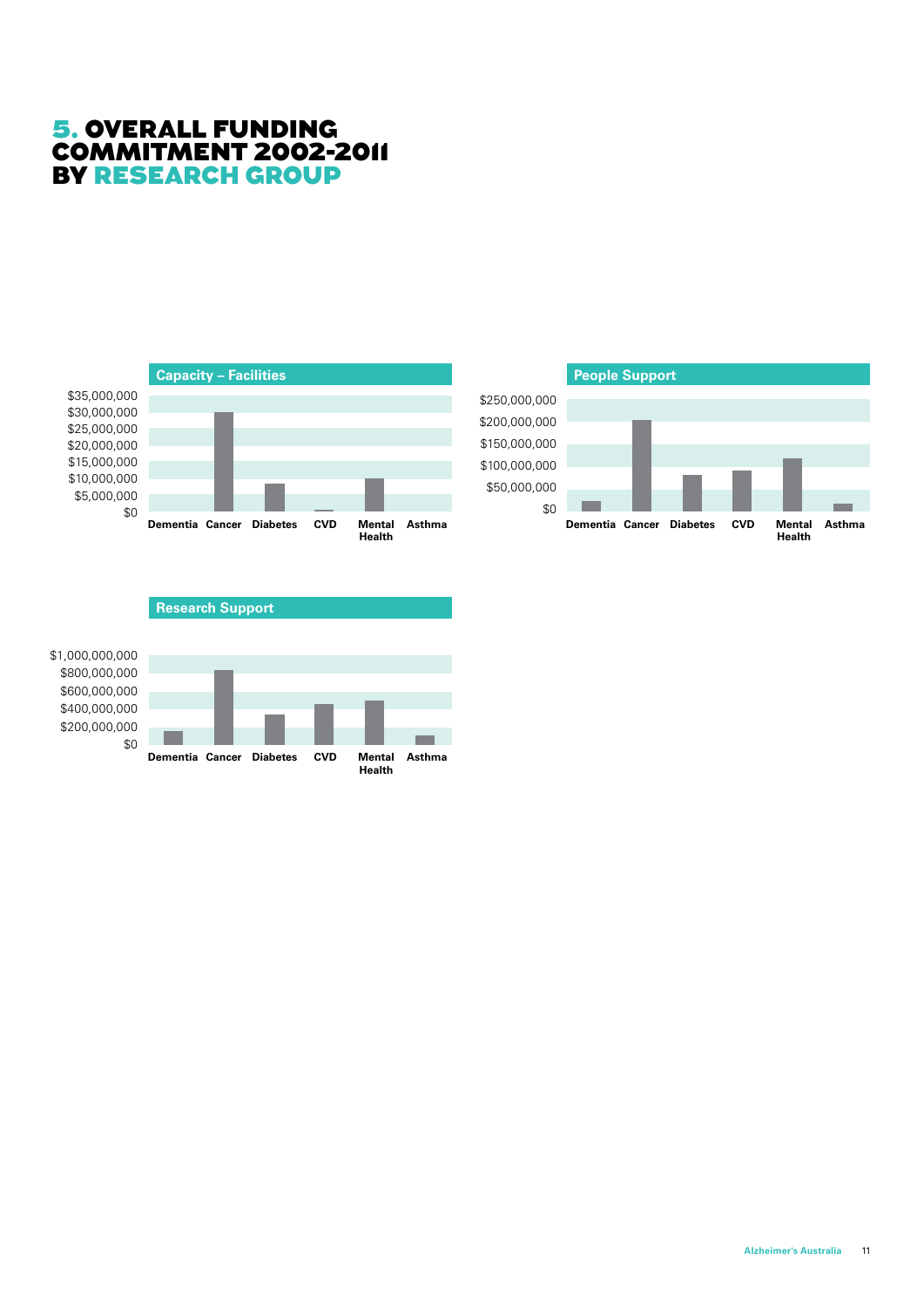# 5. OVERALL FUNDING COMMITMENT 2002-2011 BY RESEARCH GROUP

**Capacity – Facilities**

$35,000,000
$30,000,000
$25,000,000
$20,000,000
$15,000,000
$10,000,000
$5,000,000
$0

Dementia Cancer Diabetes CVD Mental Health Asthma

**People Support**

$250,000,000
$200,000,000
$150,000,000
$100,000,000
$50,000,000
$0

Dementia Cancer Diabetes CVD Mental Health Asthma

**Research Support**

$1,000,000,000
$800,000,000
$600,000,000
$400,000,000
$200,000,000
$0

Dementia Cancer Diabetes CVD Mental Health Asthma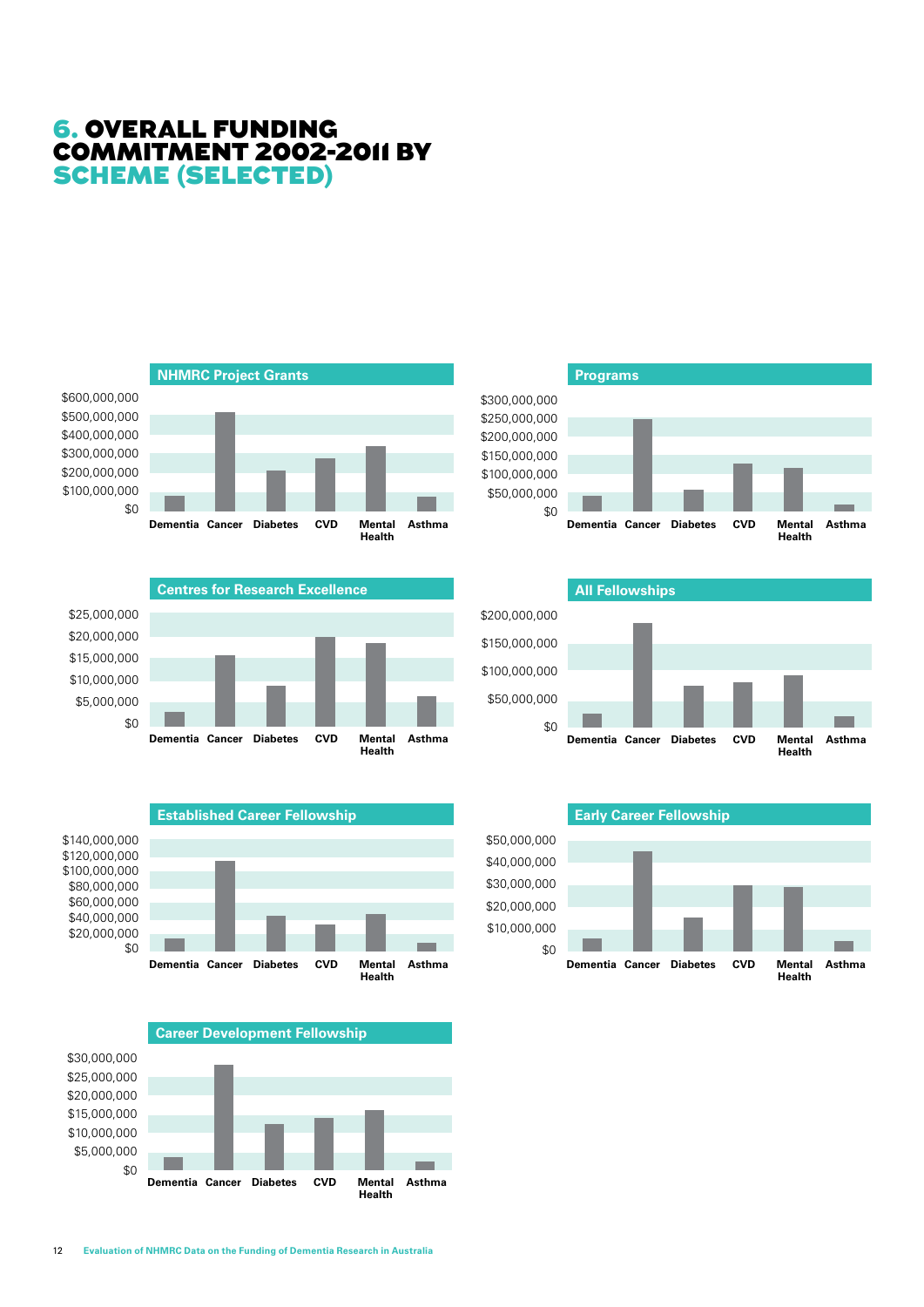# 6. OVERALL FUNDING COMMITMENT 2002-2011 BY SCHEME (SELECTED)

**NHMRC Project Grants**

$600,000,000
$500,000,000
$400,000,000
$300,000,000
$200,000,000
$100,000,000
$0

Dementia Cancer Diabetes CVD Mental Health Asthma

**Programs**

$300,000,000
$250,000,000
$200,000,000
$150,000,000
$100,000,000
$50,000,000
$0

Dementia Cancer Diabetes CVD Mental Health Asthma

**Centres for Research Excellence**

$25,000,000
$20,000,000
$15,000,000
$10,000,000
$5,000,000
$0

Dementia Cancer Diabetes CVD Mental Health Asthma

**All Fellowships**

$200,000,000
$150,000,000
$100,000,000
$50,000,000
$0

Dementia Cancer Diabetes CVD Mental Health Asthma

**Established Career Fellowship**

$140,000,000
$120,000,000
$100,000,000
$80,000,000
$60,000,000
$40,000,000
$20,000,000
$0

Dementia Cancer Diabetes CVD Mental Health Asthma

**Early Career Fellowship**

$50,000,000
$40,000,000
$30,000,000
$20,000,000
$10,000,000
$0

Dementia Cancer Diabetes CVD Mental Health Asthma

**Career Development Fellowship**

$30,000,000
$25,000,000
$20,000,000
$15,000,000
$10,000,000
$5,000,000
$0

Dementia Cancer Diabetes CVD Mental Health Asthma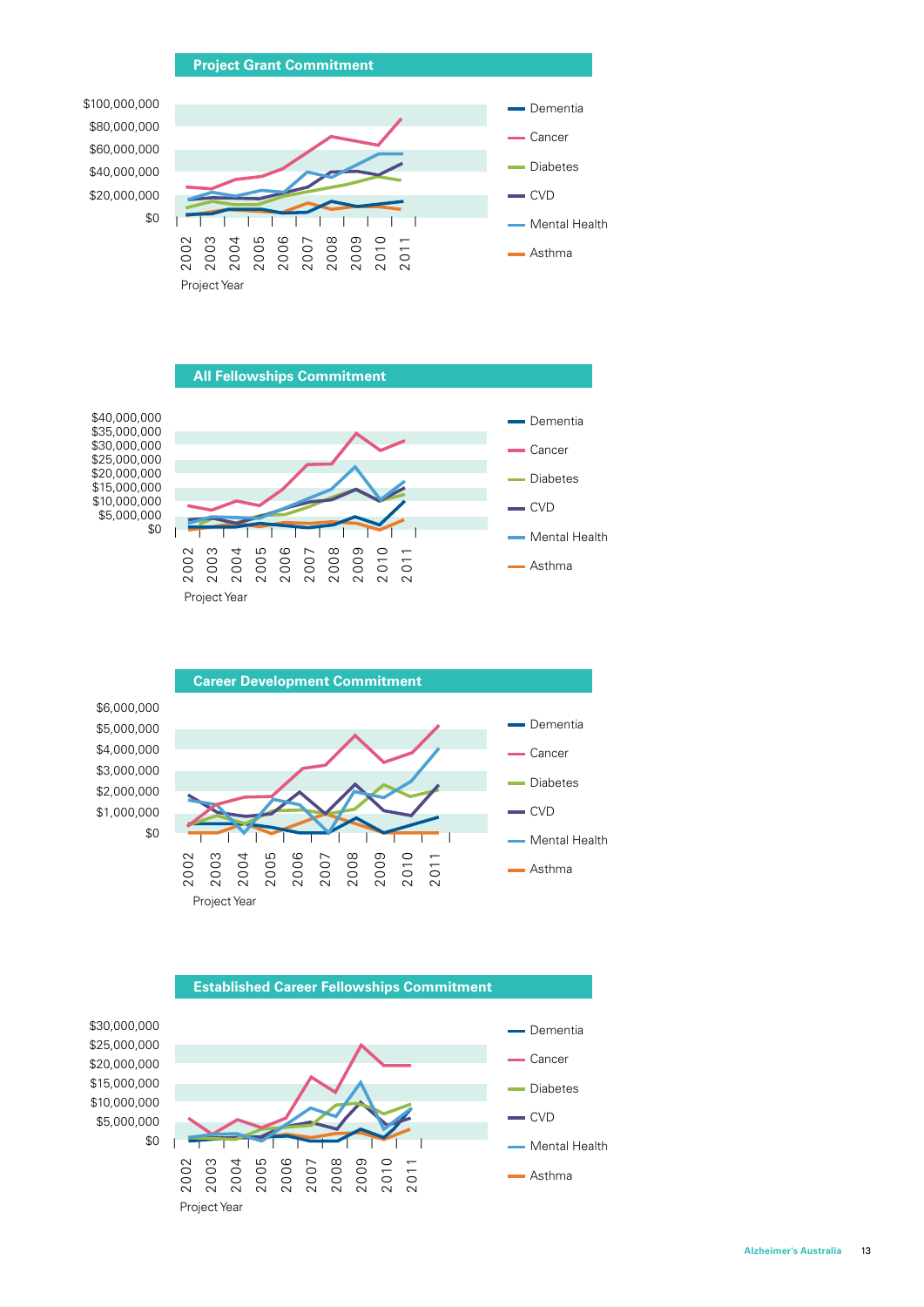## Project Grant Commitment

$100,000,000
$80,000,000
$60,000,000
$40,000,000
$20,000,000
$0

2002 2003 2004 2005 2006 2007 2008 2009 2010 2011

Project Year

- Dementia
- Cancer
- Diabetes
- CVD
- Mental Health
- Asthma

## All Fellowships Commitment

$40,000,000
$35,000,000
$30,000,000
$25,000,000
$20,000,000
$15,000,000
$10,000,000
$5,000,000
$0

2002 2003 2004 2005 2006 2007 2008 2009 2010 2011

Project Year

- Dementia
- Cancer
- Diabetes
- CVD
- Mental Health
- Asthma

## Career Development Commitment

$6,000,000
$5,000,000
$4,000,000
$3,000,000
$2,000,000
$1,000,000
$0

2002 2003 2004 2005 2006 2007 2008 2009 2010 2011

Project Year

- Dementia
- Cancer
- Diabetes
- CVD
- Mental Health
- Asthma

## Established Career Fellowships Commitment

$30,000,000
$25,000,000
$20,000,000
$15,000,000
$10,000,000
$5,000,000
$0

2002 2003 2004 2005 2006 2007 2008 2009 2010 2011

Project Year

- Dementia
- Cancer
- Diabetes
- CVD
- Mental Health
- Asthma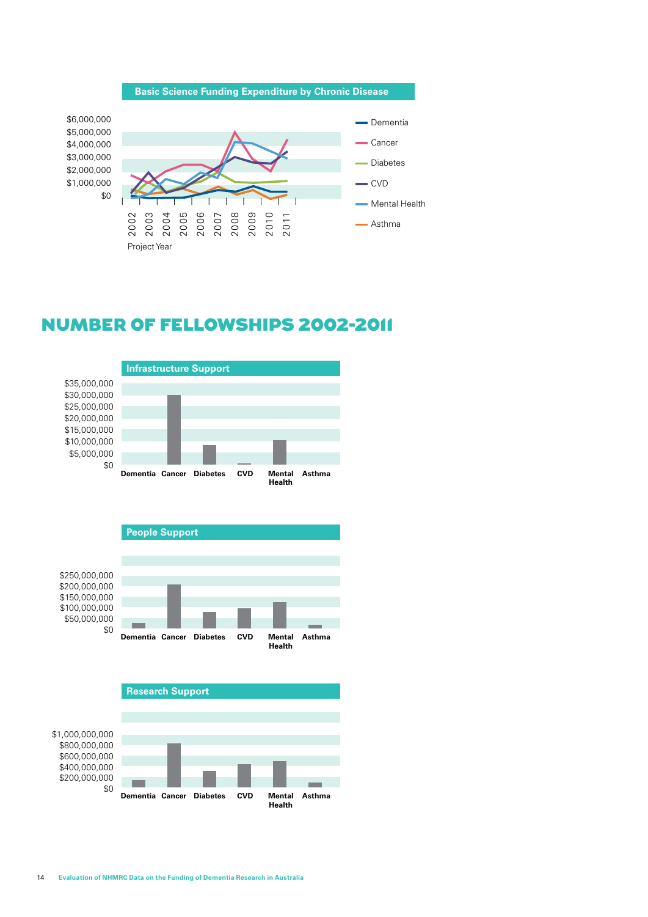**Basic Science Funding Expenditure by Chronic Disease**

## NUMBER OF FELLOWSHIPS 2002-2011

**Infrastructure Support**

**People Support**

**Research Support**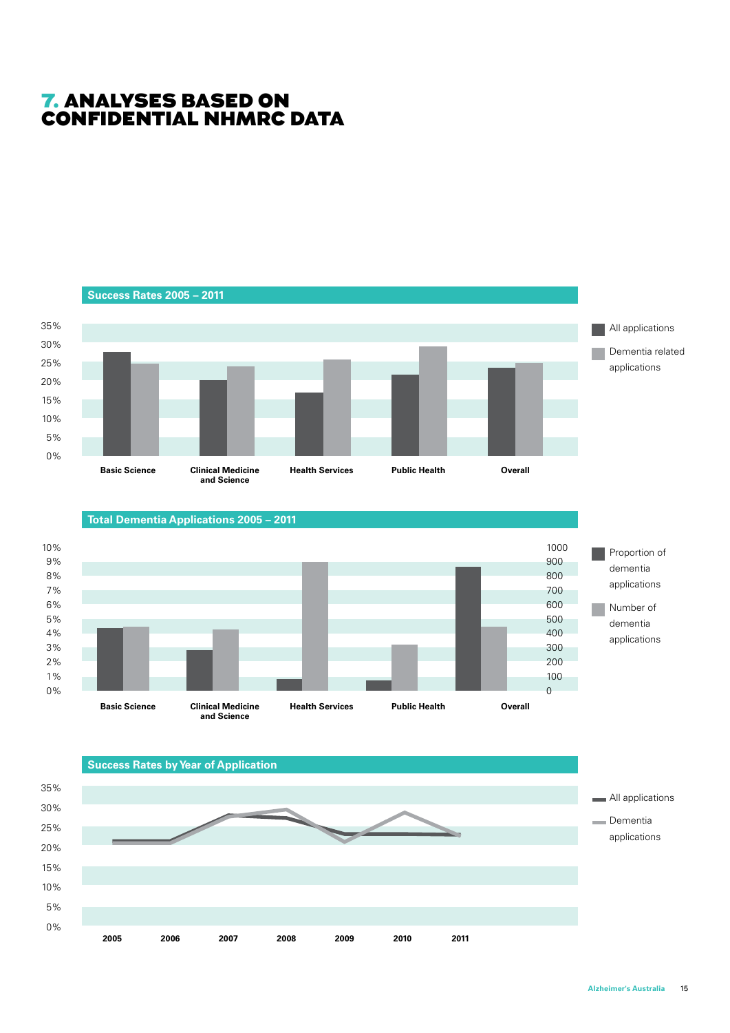# 7. ANALYSES BASED ON CONFIDENTIAL NHMRC DATA

**Success Rates 2005 – 2011**

35%
30%
25%
20%
15%
10%
5%
0%

Basic Science | Clinical Medicine and Science | Health Services | Public Health | Overall

All applications
Dementia related applications

**Total Dementia Applications 2005 – 2011**

10%
9%
8%
7%
6%
5%
4%
3%
2%
1%
0%

1000
900
800
700
600
500
400
300
200
100
0

Basic Science | Clinical Medicine and Science | Health Services | Public Health | Overall

Proportion of dementia applications
Number of dementia applications

**Success Rates by Year of Application**

35%
30%
25%
20%
15%
10%
5%
0%

2005 | 2006 | 2007 | 2008 | 2009 | 2010 | 2011

All applications
Dementia applications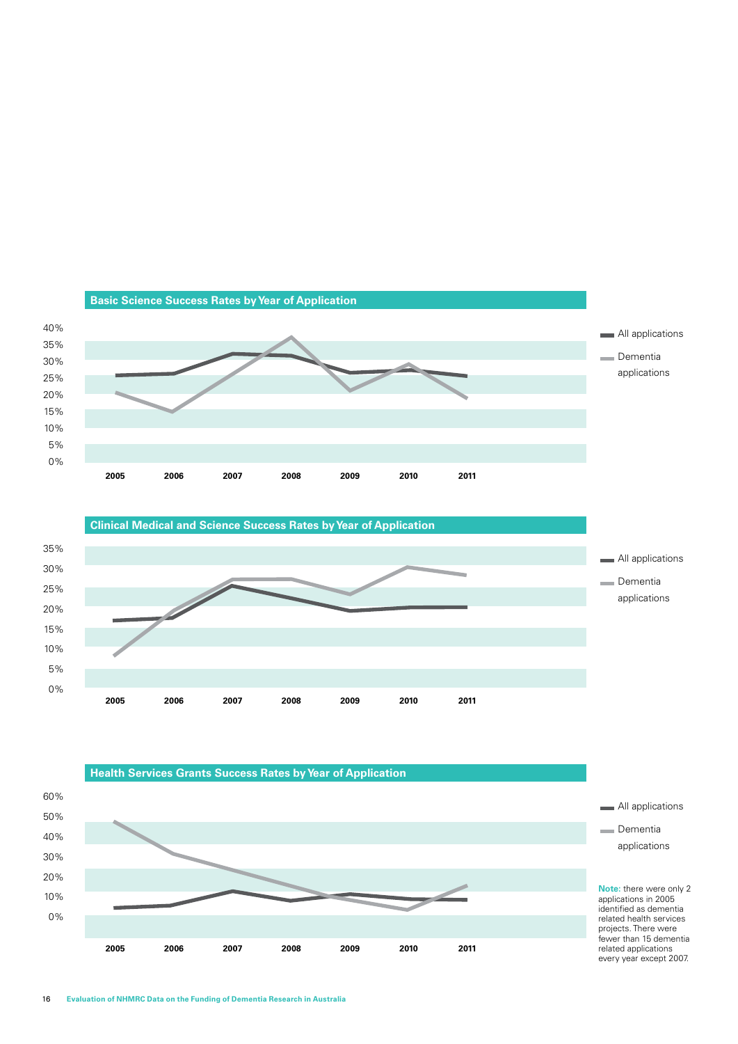## Basic Science Success Rates by Year of Application

40%
35%
30%
25%
20%
15%
10%
5%
0%

2005 2006 2007 2008 2009 2010 2011

All applications

Dementia applications

## Clinical Medical and Science Success Rates by Year of Application

35%
30%
25%
20%
15%
10%
5%
0%

2005 2006 2007 2008 2009 2010 2011

All applications

Dementia applications

## Health Services Grants Success Rates by Year of Application

60%
50%
40%
30%
20%
10%
0%

2005 2006 2007 2008 2009 2010 2011

All applications

Dementia applications

**Note:** there were only 2 applications in 2005 identified as dementia related health services projects. There were fewer than 15 dementia related applications every year except 2007.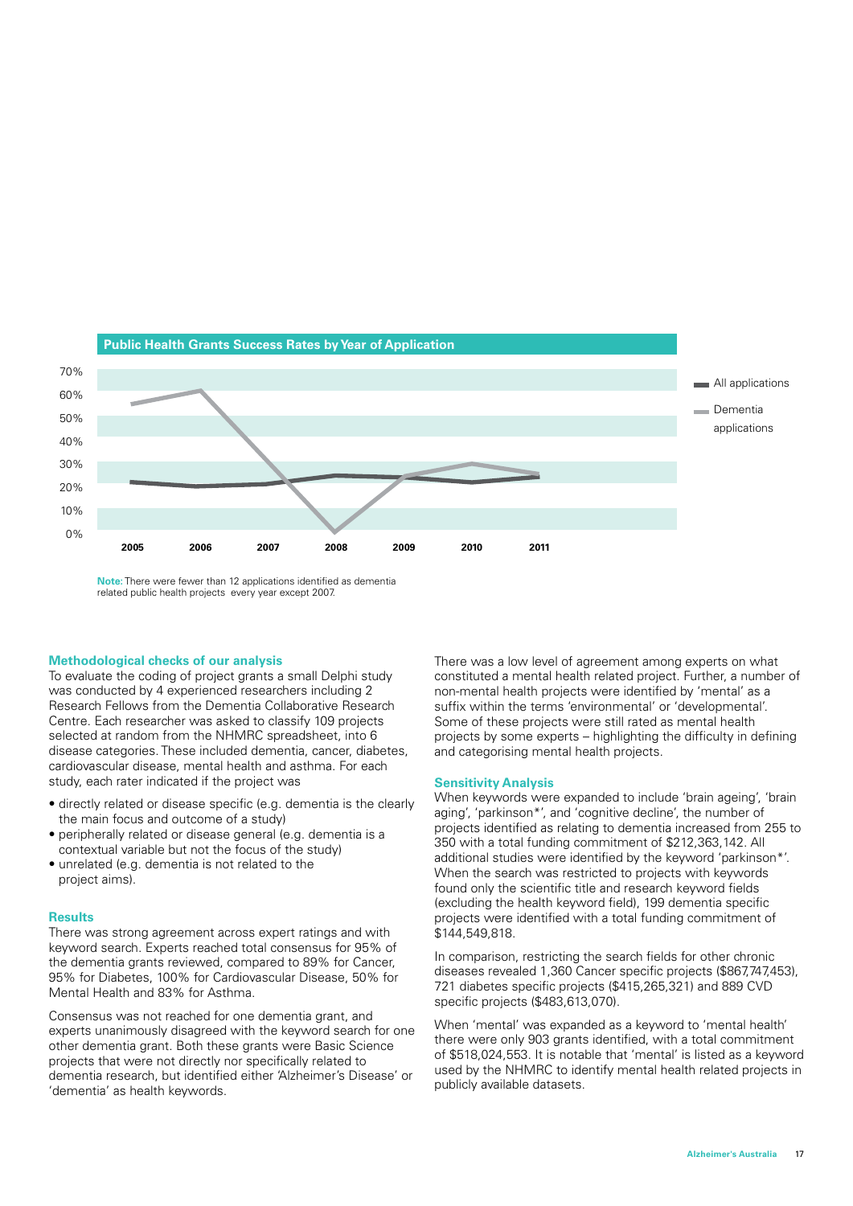**Public Health Grants Success Rates by Year of Application**

**Note:** There were fewer than 12 applications identified as dementia related public health projects every year except 2007.

## Methodological checks of our analysis

To evaluate the coding of project grants a small Delphi study was conducted by 4 experienced researchers including 2 Research Fellows from the Dementia Collaborative Research Centre. Each researcher was asked to classify 109 projects selected at random from the NHMRC spreadsheet, into 6 disease categories. These included dementia, cancer, diabetes, cardiovascular disease, mental health and asthma. For each study, each rater indicated if the project was

- directly related or disease specific (e.g. dementia is the clearly the main focus and outcome of a study)
- peripherally related or disease general (e.g. dementia is a contextual variable but not the focus of the study)
- unrelated (e.g. dementia is not related to the project aims).

## Results

There was strong agreement across expert ratings and with keyword search. Experts reached total consensus for 95% of the dementia grants reviewed, compared to 89% for Cancer, 95% for Diabetes, 100% for Cardiovascular Disease, 50% for Mental Health and 83% for Asthma.

Consensus was not reached for one dementia grant, and experts unanimously disagreed with the keyword search for one other dementia grant. Both these grants were Basic Science projects that were not directly nor specifically related to dementia research, but identified either 'Alzheimer's Disease' or 'dementia' as health keywords.

There was a low level of agreement among experts on what constituted a mental health related project. Further, a number of non-mental health projects were identified by 'mental' as a suffix within the terms 'environmental' or 'developmental'. Some of these projects were still rated as mental health projects by some experts – highlighting the difficulty in defining and categorising mental health projects.

## Sensitivity Analysis

When keywords were expanded to include 'brain ageing', 'brain aging', 'parkinson*', and 'cognitive decline', the number of projects identified as relating to dementia increased from 255 to 350 with a total funding commitment of $212,363,142. All additional studies were identified by the keyword 'parkinson*'. When the search was restricted to projects with keywords found only the scientific title and research keyword fields (excluding the health keyword field), 199 dementia specific projects were identified with a total funding commitment of $144,549,818.

In comparison, restricting the search fields for other chronic diseases revealed 1,360 Cancer specific projects ($867,747,453), 721 diabetes specific projects ($415,265,321) and 889 CVD specific projects ($483,613,070).

When 'mental' was expanded as a keyword to 'mental health' there were only 903 grants identified, with a total commitment of $518,024,553. It is notable that 'mental' is listed as a keyword used by the NHMRC to identify mental health related projects in publicly available datasets.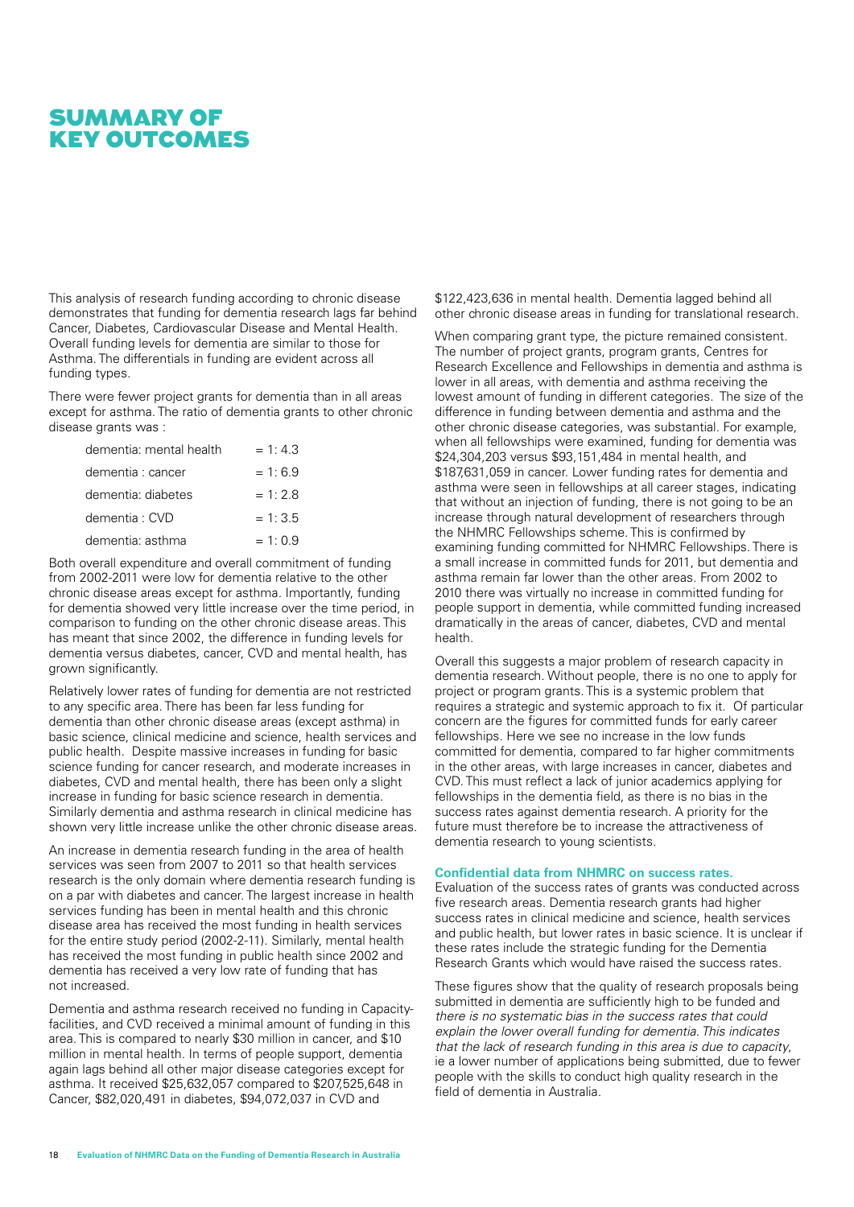# SUMMARY OF KEY OUTCOMES

This analysis of research funding according to chronic disease demonstrates that funding for dementia research lags far behind Cancer, Diabetes, Cardiovascular Disease and Mental Health. Overall funding levels for dementia are similar to those for Asthma. The differentials in funding are evident across all funding types.

There were fewer project grants for dementia than in all areas except for asthma. The ratio of dementia grants to other chronic disease grants was :

| | |
|---|---|
| dementia: mental health | = 1: 4.3 |
| dementia : cancer | = 1: 6.9 |
| dementia: diabetes | = 1: 2.8 |
| dementia : CVD | = 1: 3.5 |
| dementia: asthma | = 1: 0.9 |

Both overall expenditure and overall commitment of funding from 2002-2011 were low for dementia relative to the other chronic disease areas except for asthma. Importantly, funding for dementia showed very little increase over the time period, in comparison to funding on the other chronic disease areas. This has meant that since 2002, the difference in funding levels for dementia versus diabetes, cancer, CVD and mental health, has grown significantly.

Relatively lower rates of funding for dementia are not restricted to any specific area. There has been far less funding for dementia than other chronic disease areas (except asthma) in basic science, clinical medicine and science, health services and public health. Despite massive increases in funding for basic science funding for cancer research, and moderate increases in diabetes, CVD and mental health, there has been only a slight increase in funding for basic science research in dementia. Similarly dementia and asthma research in clinical medicine has shown very little increase unlike the other chronic disease areas.

An increase in dementia research funding in the area of health services was seen from 2007 to 2011 so that health services research is the only domain where dementia research funding is on a par with diabetes and cancer. The largest increase in health services funding has been in mental health and this chronic disease area has received the most funding in health services for the entire study period (2002-11). Similarly, mental health has received the most funding in public health since 2002 and dementia has received a very low rate of funding that has not increased.

Dementia and asthma research received no funding in Capacity-facilities, and CVD received a minimal amount of funding in this area. This is compared to nearly $30 million in cancer, and $10 million in mental health. In terms of people support, dementia again lags behind all other major disease categories except for asthma. It received $25,632,057 compared to $207,525,648 in Cancer, $82,020,491 in diabetes, $94,072,037 in CVD and $122,423,636 in mental health. Dementia lagged behind all other chronic disease areas in funding for translational research.

When comparing grant type, the picture remained consistent. The number of project grants, program grants, Centres for Research Excellence and Fellowships in dementia and asthma is lower in all areas, with dementia and asthma receiving the lowest amount of funding in different categories. The size of the difference in funding between dementia and asthma and the other chronic disease categories, was substantial. For example, when all fellowships were examined, funding for dementia was $24,304,203 versus $93,151,484 in mental health, and $187,631,059 in cancer. Lower funding rates for dementia and asthma were seen in fellowships at all career stages, indicating that without an injection of funding, there is not going to be an increase through natural development of researchers through the NHMRC Fellowships scheme. This is confirmed by examining funding committed for NHMRC Fellowships. There is a small increase in committed funds for 2011, but dementia and asthma remain far lower than the other areas. From 2002 to 2010 there was virtually no increase in committed funding for people support in dementia, while committed funding increased dramatically in the areas of cancer, diabetes, CVD and mental health.

Overall this suggests a major problem of research capacity in dementia research. Without people, there is no one to apply for project or program grants. This is a systemic problem that requires a strategic and systemic approach to fix it. Of particular concern are the figures for committed funds for early career fellowships. Here we see no increase in the low funds committed for dementia, compared to far higher commitments in the other areas, with large increases in cancer, diabetes and CVD. This must reflect a lack of junior academics applying for fellowships in the dementia field, as there is no bias in the success rates against dementia research. A priority for the future must therefore be to increase the attractiveness of dementia research to young scientists.

**Confidential data from NHMRC on success rates.**

Evaluation of the success rates of grants was conducted across five research areas. Dementia research grants had higher success rates in clinical medicine and science, health services and public health, but lower rates in basic science. It is unclear if these rates include the strategic funding for the Dementia Research Grants which would have raised the success rates.

These figures show that the quality of research proposals being submitted in dementia are sufficiently high to be funded and *there is no systematic bias in the success rates that could explain the lower overall funding for dementia. This indicates that the lack of research funding in this area is due to capacity*, ie a lower number of applications being submitted, due to fewer people with the skills to conduct high quality research in the field of dementia in Australia.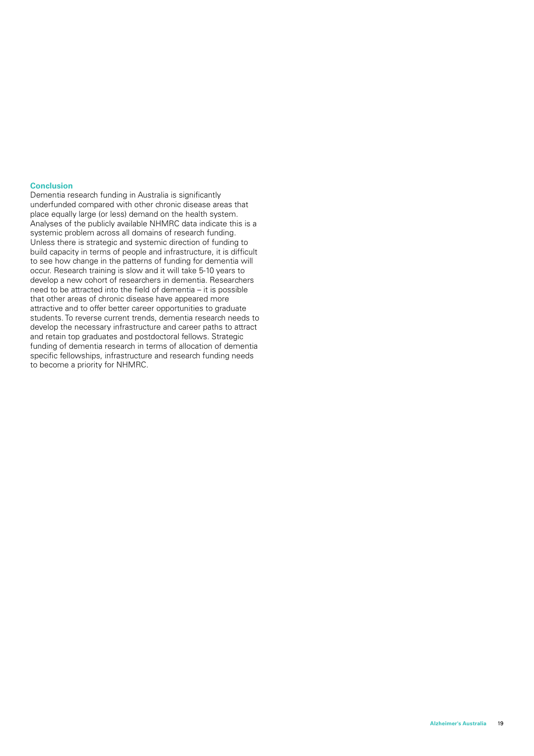## Conclusion

Dementia research funding in Australia is significantly underfunded compared with other chronic disease areas that place equally large (or less) demand on the health system. Analyses of the publicly available NHMRC data indicate this is a systemic problem across all domains of research funding. Unless there is strategic and systemic direction of funding to build capacity in terms of people and infrastructure, it is difficult to see how change in the patterns of funding for dementia will occur. Research training is slow and it will take 5-10 years to develop a new cohort of researchers in dementia. Researchers need to be attracted into the field of dementia – it is possible that other areas of chronic disease have appeared more attractive and to offer better career opportunities to graduate students. To reverse current trends, dementia research needs to develop the necessary infrastructure and career paths to attract and retain top graduates and postdoctoral fellows. Strategic funding of dementia research in terms of allocation of dementia specific fellowships, infrastructure and research funding needs to become a priority for NHMRC.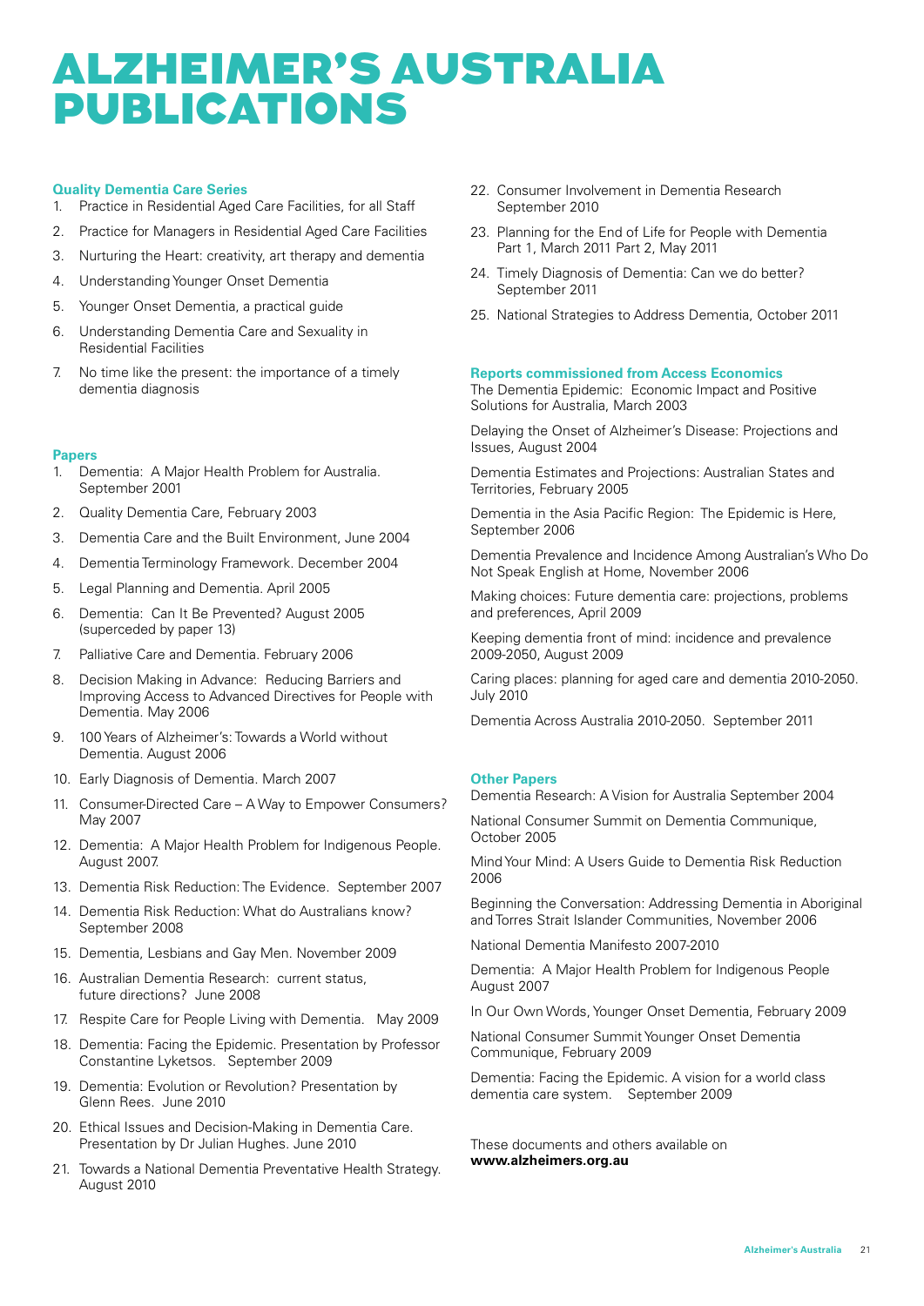# ALZHEIMER'S AUSTRALIA PUBLICATIONS

### Quality Dementia Care Series

1. Practice in Residential Aged Care Facilities, for all Staff
2. Practice for Managers in Residential Aged Care Facilities
3. Nurturing the Heart: creativity, art therapy and dementia
4. Understanding Younger Onset Dementia
5. Younger Onset Dementia, a practical guide
6. Understanding Dementia Care and Sexuality in Residential Facilities
7. No time like the present: the importance of a timely dementia diagnosis

### Papers

1. Dementia: A Major Health Problem for Australia. September 2001
2. Quality Dementia Care, February 2003
3. Dementia Care and the Built Environment, June 2004
4. Dementia Terminology Framework. December 2004
5. Legal Planning and Dementia. April 2005
6. Dementia: Can It Be Prevented? August 2005 (superceded by paper 13)
7. Palliative Care and Dementia. February 2006
8. Decision Making in Advance: Reducing Barriers and Improving Access to Advanced Directives for People with Dementia. May 2006
9. 100 Years of Alzheimer's: Towards a World without Dementia. August 2006
10. Early Diagnosis of Dementia. March 2007
11. Consumer-Directed Care – A Way to Empower Consumers? May 2007
12. Dementia: A Major Health Problem for Indigenous People. August 2007.
13. Dementia Risk Reduction: The Evidence. September 2007
14. Dementia Risk Reduction: What do Australians know? September 2008
15. Dementia, Lesbians and Gay Men. November 2009
16. Australian Dementia Research: current status, future directions? June 2008
17. Respite Care for People Living with Dementia. May 2009
18. Dementia: Facing the Epidemic. Presentation by Professor Constantine Lyketsos. September 2009
19. Dementia: Evolution or Revolution? Presentation by Glenn Rees. June 2010
20. Ethical Issues and Decision-Making in Dementia Care. Presentation by Dr Julian Hughes. June 2010
21. Towards a National Dementia Preventative Health Strategy. August 2010
22. Consumer Involvement in Dementia Research September 2010
23. Planning for the End of Life for People with Dementia Part 1, March 2011 Part 2, May 2011
24. Timely Diagnosis of Dementia: Can we do better? September 2011
25. National Strategies to Address Dementia, October 2011

### Reports commissioned from Access Economics

The Dementia Epidemic: Economic Impact and Positive Solutions for Australia, March 2003

Delaying the Onset of Alzheimer's Disease: Projections and Issues, August 2004

Dementia Estimates and Projections: Australian States and Territories, February 2005

Dementia in the Asia Pacific Region: The Epidemic is Here, September 2006

Dementia Prevalence and Incidence Among Australian's Who Do Not Speak English at Home, November 2006

Making choices: Future dementia care: projections, problems and preferences, April 2009

Keeping dementia front of mind: incidence and prevalence 2009-2050, August 2009

Caring places: planning for aged care and dementia 2010-2050. July 2010

Dementia Across Australia 2010-2050. September 2011

### Other Papers

Dementia Research: A Vision for Australia September 2004

National Consumer Summit on Dementia Communique, October 2005

Mind Your Mind: A Users Guide to Dementia Risk Reduction 2006

Beginning the Conversation: Addressing Dementia in Aboriginal and Torres Strait Islander Communities, November 2006

National Dementia Manifesto 2007-2010

Dementia: A Major Health Problem for Indigenous People August 2007

In Our Own Words, Younger Onset Dementia, February 2009

National Consumer Summit Younger Onset Dementia Communique, February 2009

Dementia: Facing the Epidemic. A vision for a world class dementia care system. September 2009

These documents and others available on **www.alzheimers.org.au**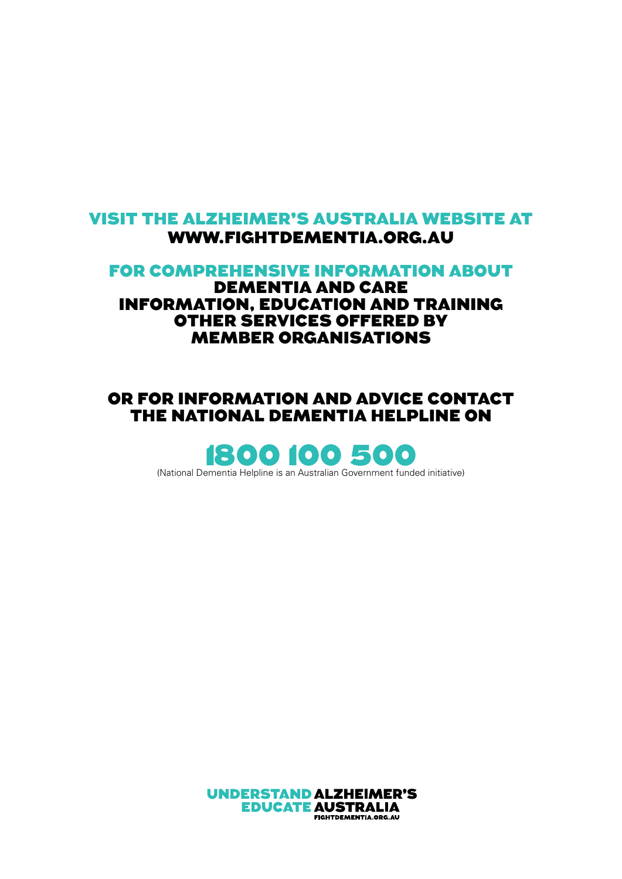**VISIT THE ALZHEIMER'S AUSTRALIA WEBSITE AT**
**WWW.FIGHTDEMENTIA.ORG.AU**

**FOR COMPREHENSIVE INFORMATION ABOUT**
**DEMENTIA AND CARE**
**INFORMATION, EDUCATION AND TRAINING**
**OTHER SERVICES OFFERED BY**
**MEMBER ORGANISATIONS**

**OR FOR INFORMATION AND ADVICE CONTACT THE NATIONAL DEMENTIA HELPLINE ON**

**1800 100 500**

(National Dementia Helpline is an Australian Government funded initiative)

UNDERSTAND ALZHEIMER'S
EDUCATE AUSTRALIA
FIGHTDEMENTIA.ORG.AU